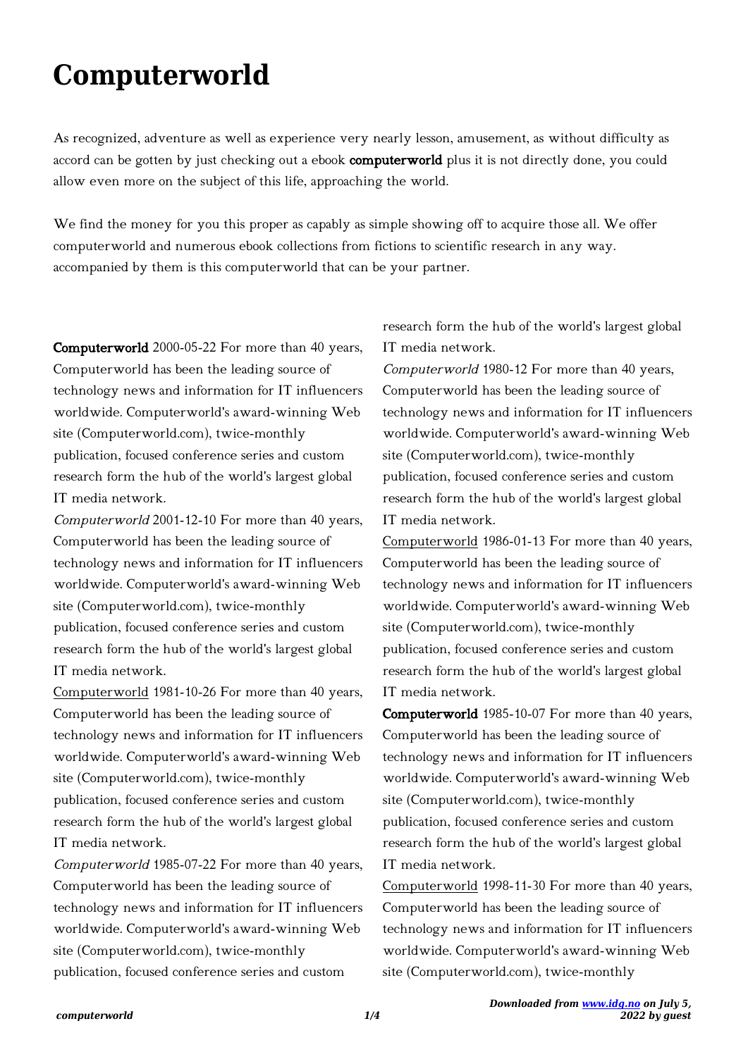# Computerworld

As recognized, adventure as well as experience very nearly lesson, amusement, as without difficulty as accord can be gotten by just checking out a ebook **computerworld** plus it is not directly done, you could allow even more on the subject of this life, approaching the world.

We find the money for you this proper as capably as simple showing off to acquire those all. We offer computerworld and numerous ebook collections from fictions to scientific research in any way. accompanied by them is this computerworld that can be your partner.

**Computerworld** 2000-05-22 For more than 40 years, Computerworld has been the leading source of technology news and information for IT influencers worldwide. Computerworld's award-winning Web site (Computerworld.com), twice-monthly publication, focused conference series and custom research form the hub of the world's largest global IT media network.

*Computerworld* 2001-12-10 For more than 40 years, Computerworld has been the leading source of technology news and information for IT influencers worldwide. Computerworld's award-winning Web site (Computerworld.com), twice-monthly publication, focused conference series and custom research form the hub of the world's largest global IT media network.

Computerworld 1981-10-26 For more than 40 years, Computerworld has been the leading source of technology news and information for IT influencers worldwide. Computerworld's award-winning Web site (Computerworld.com), twice-monthly publication, focused conference series and custom research form the hub of the world's largest global IT media network.

*Computerworld* 1985-07-22 For more than 40 years, Computerworld has been the leading source of technology news and information for IT influencers worldwide. Computerworld's award-winning Web site (Computerworld.com), twice-monthly publication, focused conference series and custom research form the hub of the world's largest global IT media network.

*Computerworld* 1980-12 For more than 40 years, Computerworld has been the leading source of technology news and information for IT influencers worldwide. Computerworld's award-winning Web site (Computerworld.com), twice-monthly publication, focused conference series and custom research form the hub of the world's largest global IT media network.

Computerworld 1986-01-13 For more than 40 years, Computerworld has been the leading source of technology news and information for IT influencers worldwide. Computerworld's award-winning Web site (Computerworld.com), twice-monthly publication, focused conference series and custom research form the hub of the world's largest global IT media network.

**Computerworld** 1985-10-07 For more than 40 years, Computerworld has been the leading source of technology news and information for IT influencers worldwide. Computerworld's award-winning Web site (Computerworld.com), twice-monthly publication, focused conference series and custom research form the hub of the world's largest global IT media network.

Computerworld 1998-11-30 For more than 40 years, Computerworld has been the leading source of technology news and information for IT influencers worldwide. Computerworld's award-winning Web site (Computerworld.com), twice-monthly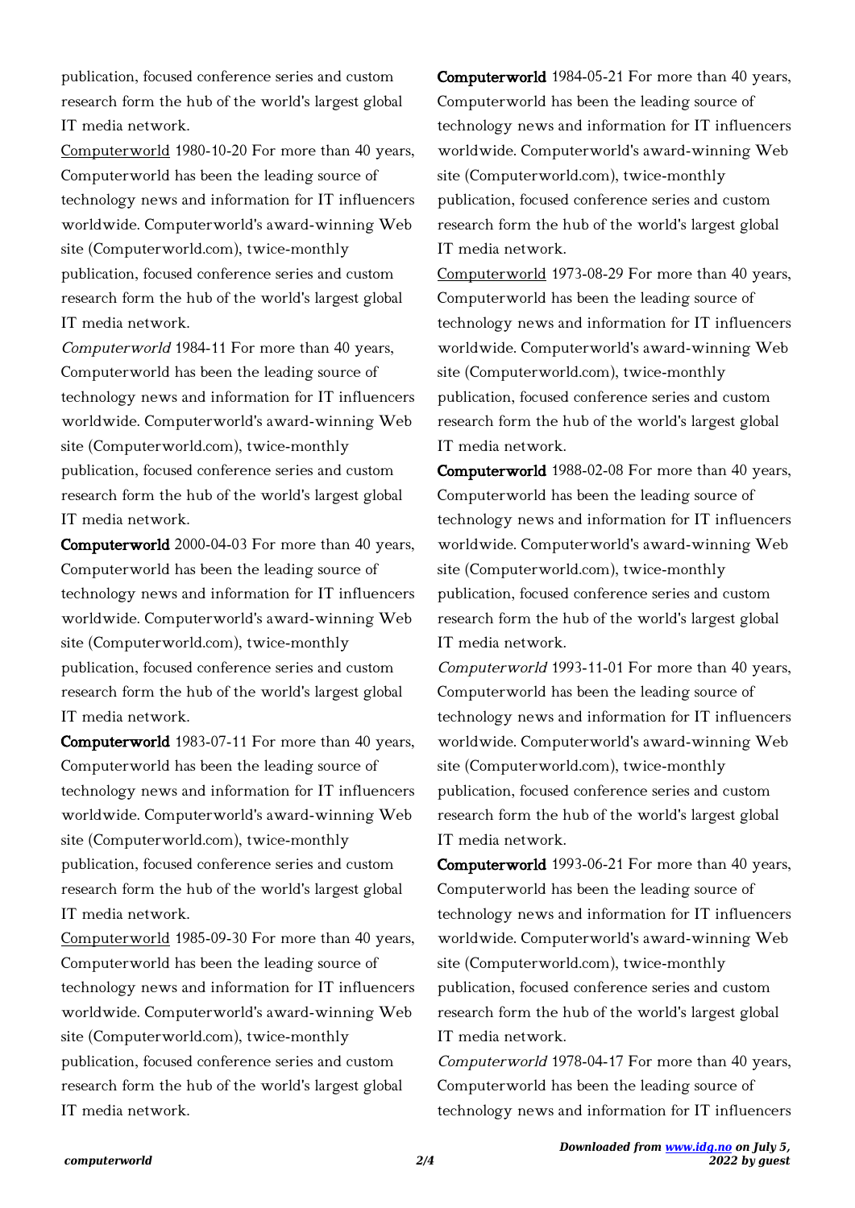publication, focused conference series and custom research form the hub of the world's largest global IT media network.

Computerworld 1980-10-20 For more than 40 years, Computerworld has been the leading source of technology news and information for IT influencers worldwide. Computerworld's award-winning Web site (Computerworld.com), twice-monthly publication, focused conference series and custom research form the hub of the world's largest global IT media network.

*Computerworld* 1984-11 For more than 40 years, Computerworld has been the leading source of technology news and information for IT influencers worldwide. Computerworld's award-winning Web site (Computerworld.com), twice-monthly publication, focused conference series and custom research form the hub of the world's largest global IT media network.

**Computerworld** 2000-04-03 For more than 40 years, Computerworld has been the leading source of technology news and information for IT influencers worldwide. Computerworld's award-winning Web site (Computerworld.com), twice-monthly publication, focused conference series and custom research form the hub of the world's largest global IT media network.

**Computerworld** 1983-07-11 For more than 40 years, Computerworld has been the leading source of technology news and information for IT influencers worldwide. Computerworld's award-winning Web site (Computerworld.com), twice-monthly publication, focused conference series and custom research form the hub of the world's largest global IT media network.

Computerworld 1985-09-30 For more than 40 years, Computerworld has been the leading source of technology news and information for IT influencers worldwide. Computerworld's award-winning Web site (Computerworld.com), twice-monthly publication, focused conference series and custom research form the hub of the world's largest global IT media network.

**Computerworld** 1984-05-21 For more than 40 years, Computerworld has been the leading source of technology news and information for IT influencers worldwide. Computerworld's award-winning Web site (Computerworld.com), twice-monthly publication, focused conference series and custom research form the hub of the world's largest global IT media network.

Computerworld 1973-08-29 For more than 40 years, Computerworld has been the leading source of technology news and information for IT influencers worldwide. Computerworld's award-winning Web site (Computerworld.com), twice-monthly publication, focused conference series and custom research form the hub of the world's largest global IT media network.

**Computerworld** 1988-02-08 For more than 40 years, Computerworld has been the leading source of technology news and information for IT influencers worldwide. Computerworld's award-winning Web site (Computerworld.com), twice-monthly publication, focused conference series and custom research form the hub of the world's largest global IT media network.

*Computerworld* 1993-11-01 For more than 40 years, Computerworld has been the leading source of technology news and information for IT influencers worldwide. Computerworld's award-winning Web site (Computerworld.com), twice-monthly publication, focused conference series and custom research form the hub of the world's largest global IT media network.

**Computerworld** 1993-06-21 For more than 40 years, Computerworld has been the leading source of technology news and information for IT influencers worldwide. Computerworld's award-winning Web site (Computerworld.com), twice-monthly publication, focused conference series and custom research form the hub of the world's largest global IT media network.

*Computerworld* 1978-04-17 For more than 40 years, Computerworld has been the leading source of technology news and information for IT influencers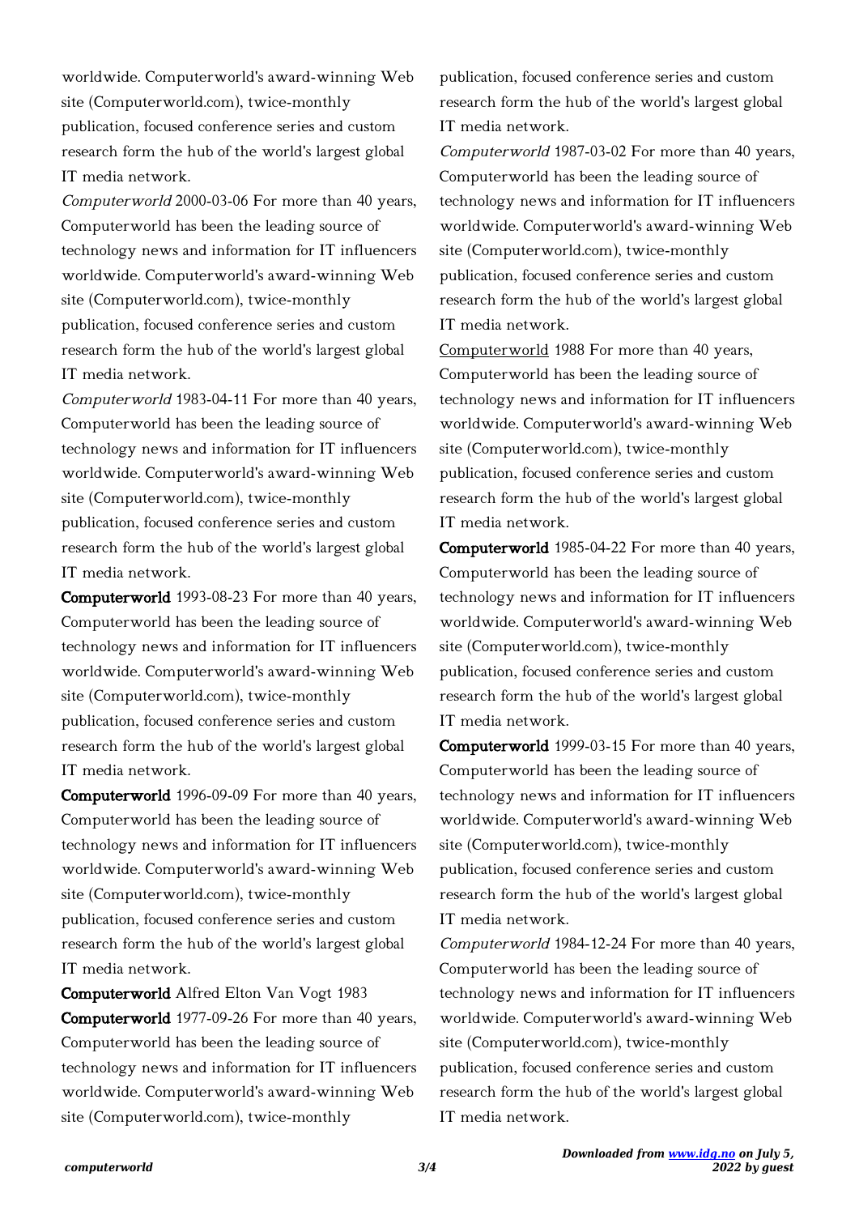worldwide. Computerworld's award-winning Web site (Computerworld.com), twice-monthly publication, focused conference series and custom research form the hub of the world's largest global IT media network.

*Computerworld* 2000-03-06 For more than 40 years, Computerworld has been the leading source of technology news and information for IT influencers worldwide. Computerworld's award-winning Web site (Computerworld.com), twice-monthly publication, focused conference series and custom research form the hub of the world's largest global IT media network.

*Computerworld* 1983-04-11 For more than 40 years, Computerworld has been the leading source of technology news and information for IT influencers worldwide. Computerworld's award-winning Web site (Computerworld.com), twice-monthly publication, focused conference series and custom research form the hub of the world's largest global IT media network.

**Computerworld** 1993-08-23 For more than 40 years, Computerworld has been the leading source of technology news and information for IT influencers worldwide. Computerworld's award-winning Web site (Computerworld.com), twice-monthly publication, focused conference series and custom research form the hub of the world's largest global IT media network.

**Computerworld** 1996-09-09 For more than 40 years, Computerworld has been the leading source of technology news and information for IT influencers worldwide. Computerworld's award-winning Web site (Computerworld.com), twice-monthly publication, focused conference series and custom research form the hub of the world's largest global IT media network.

**Computerworld** Alfred Elton Van Vogt 1983

**Computerworld** 1977-09-26 For more than 40 years, Computerworld has been the leading source of technology news and information for IT influencers worldwide. Computerworld's award-winning Web site (Computerworld.com), twice-monthly publication, focused conference series and custom research form the hub of the world's largest global IT media network.

*Computerworld* 1987-03-02 For more than 40 years, Computerworld has been the leading source of technology news and information for IT influencers worldwide. Computerworld's award-winning Web site (Computerworld.com), twice-monthly publication, focused conference series and custom research form the hub of the world's largest global IT media network.

Computerworld 1988 For more than 40 years, Computerworld has been the leading source of technology news and information for IT influencers worldwide. Computerworld's award-winning Web site (Computerworld.com), twice-monthly publication, focused conference series and custom research form the hub of the world's largest global IT media network.

**Computerworld** 1985-04-22 For more than 40 years, Computerworld has been the leading source of technology news and information for IT influencers worldwide. Computerworld's award-winning Web site (Computerworld.com), twice-monthly publication, focused conference series and custom research form the hub of the world's largest global IT media network.

**Computerworld** 1999-03-15 For more than 40 years, Computerworld has been the leading source of technology news and information for IT influencers worldwide. Computerworld's award-winning Web site (Computerworld.com), twice-monthly publication, focused conference series and custom research form the hub of the world's largest global IT media network.

*Computerworld* 1984-12-24 For more than 40 years, Computerworld has been the leading source of technology news and information for IT influencers worldwide. Computerworld's award-winning Web site (Computerworld.com), twice-monthly publication, focused conference series and custom research form the hub of the world's largest global IT media network.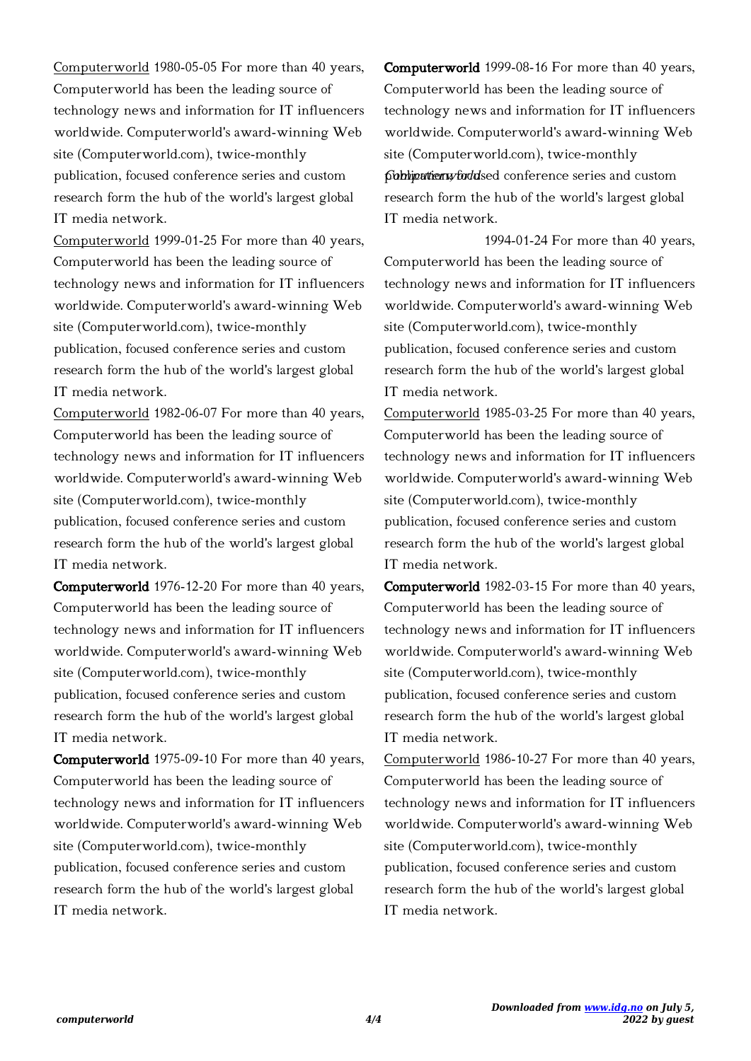Computerworld 1980-05-05 For more than 40 years, Computerworld has been the leading source of technology news and information for IT influencers worldwide. Computerworld's award-winning Web site (Computerworld.com), twice-monthly publication, focused conference series and custom research form the hub of the world's largest global IT media network.

Computerworld 1999-01-25 For more than 40 years, Computerworld has been the leading source of technology news and information for IT influencers worldwide. Computerworld's award-winning Web site (Computerworld.com), twice-monthly publication, focused conference series and custom research form the hub of the world's largest global IT media network.

Computerworld 1982-06-07 For more than 40 years, Computerworld has been the leading source of technology news and information for IT influencers worldwide. Computerworld's award-winning Web site (Computerworld.com), twice-monthly publication, focused conference series and custom research form the hub of the world's largest global IT media network.

**Computerworld** 1976-12-20 For more than 40 years, Computerworld has been the leading source of technology news and information for IT influencers worldwide. Computerworld's award-winning Web site (Computerworld.com), twice-monthly publication, focused conference series and custom research form the hub of the world's largest global IT media network.

**Computerworld** 1975-09-10 For more than 40 years, Computerworld has been the leading source of technology news and information for IT influencers worldwide. Computerworld's award-winning Web site (Computerworld.com), twice-monthly publication, focused conference series and custom research form the hub of the world's largest global IT media network.

**Computerworld** 1999-08-16 For more than 40 years, Computerworld has been the leading source of technology news and information for IT influencers worldwide. Computerworld's award-winning Web site (Computerworld.com), twice-monthly publication, focused conference series and custom research form the hub of the world's largest global IT media network.

**Computerworld** 1994-01-24 For more than 40 years, Computerworld has been the leading source of technology news and information for IT influencers worldwide. Computerworld's award-winning Web site (Computerworld.com), twice-monthly publication, focused conference series and custom research form the hub of the world's largest global IT media network.

Computerworld 1985-03-25 For more than 40 years, Computerworld has been the leading source of technology news and information for IT influencers worldwide. Computerworld's award-winning Web site (Computerworld.com), twice-monthly publication, focused conference series and custom research form the hub of the world's largest global IT media network.

**Computerworld** 1982-03-15 For more than 40 years, Computerworld has been the leading source of technology news and information for IT influencers worldwide. Computerworld's award-winning Web site (Computerworld.com), twice-monthly publication, focused conference series and custom research form the hub of the world's largest global IT media network.

Computerworld 1986-10-27 For more than 40 years, Computerworld has been the leading source of technology news and information for IT influencers worldwide. Computerworld's award-winning Web site (Computerworld.com), twice-monthly publication, focused conference series and custom research form the hub of the world's largest global IT media network.